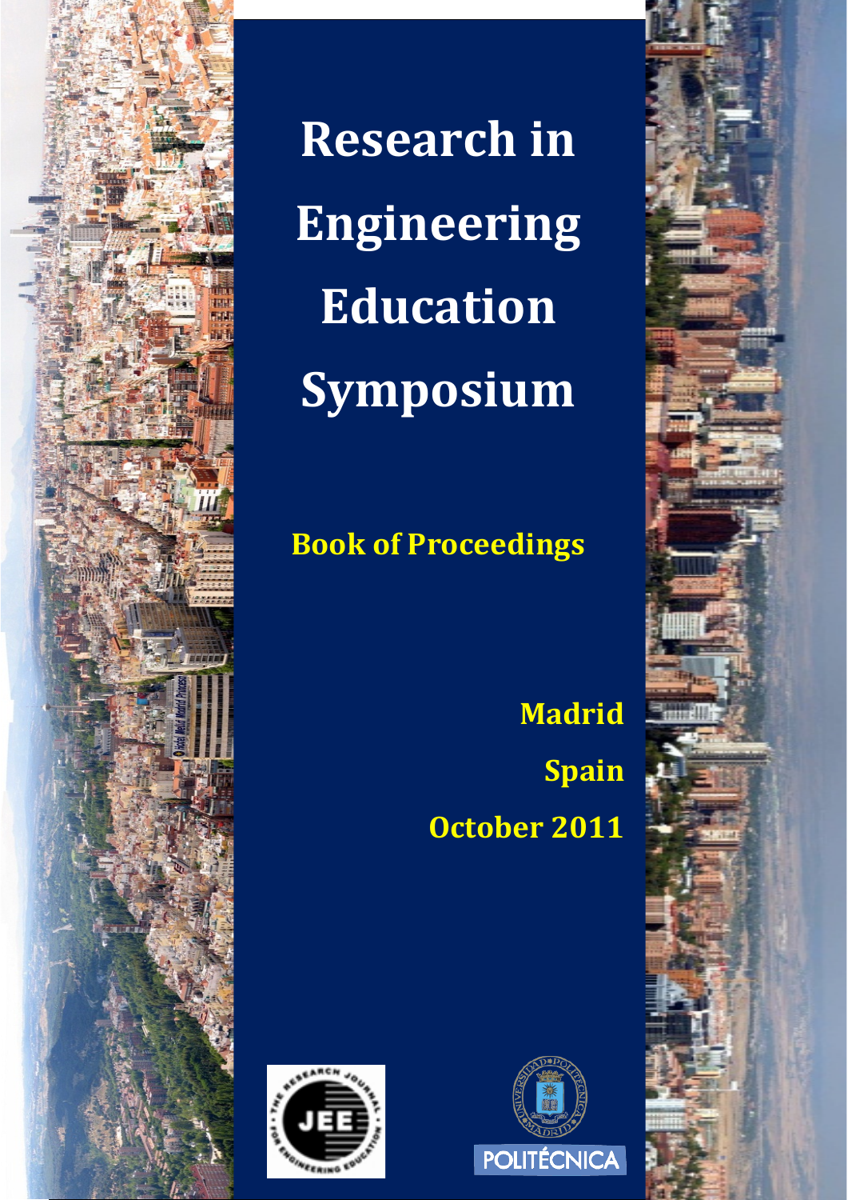# Research in Engineering Education Symposium

## Book of Proceedings

**Madrid**

**Spain**

**October 2011**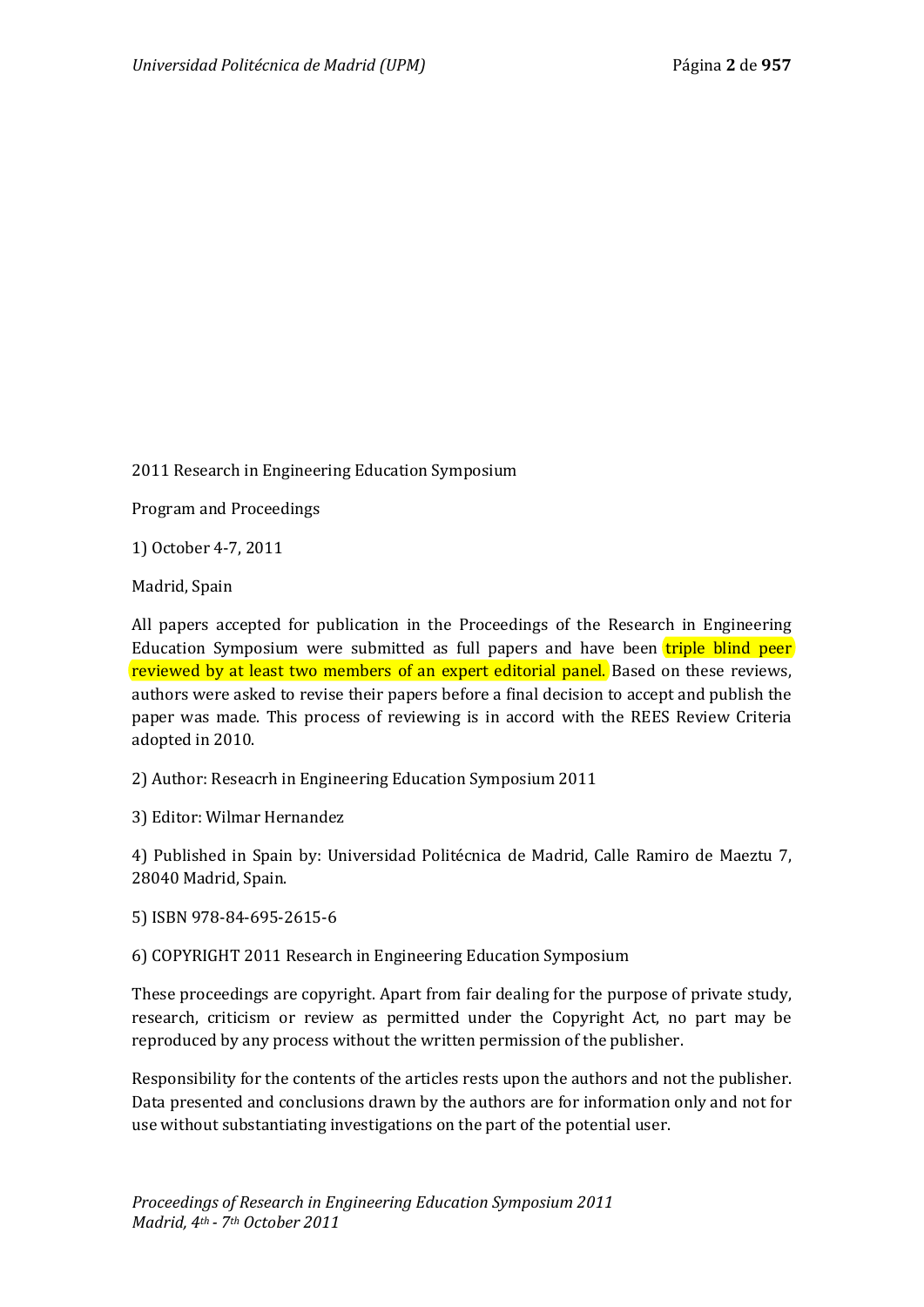2011 Research in Engineering Education Symposium

Program and Proceedings

1) October 4-7, 2011

Madrid, Spain

All papers accepted for publication in the Proceedings of the Research in Engineering Education Symposium were submitted as full papers and have been triple blind peer reviewed by at least two members of an expert editorial panel. Based on these reviews, authors were asked to revise their papers before a final decision to accept and publish the paper was made. This process of reviewing is in accord with the REES Review Criteria adopted in 2010.

2) Author: Reseacrh in Engineering Education Symposium 2011

3) Editor: Wilmar Hernandez

4) Published in Spain by: Universidad Politécnica de Madrid, Calle Ramiro de Maeztu 7, 28040 Madrid, Spain.

5) ISBN 978-84-695-2615-6

6) COPYRIGHT 2011 Research in Engineering Education Symposium

These proceedings are copyright. Apart from fair dealing for the purpose of private study, research, criticism or review as permitted under the Copyright Act, no part may be reproduced by any process without the written permission of the publisher.

Responsibility for the contents of the articles rests upon the authors and not the publisher. Data presented and conclusions drawn by the authors are for information only and not for use without substantiating investigations on the part of the potential user.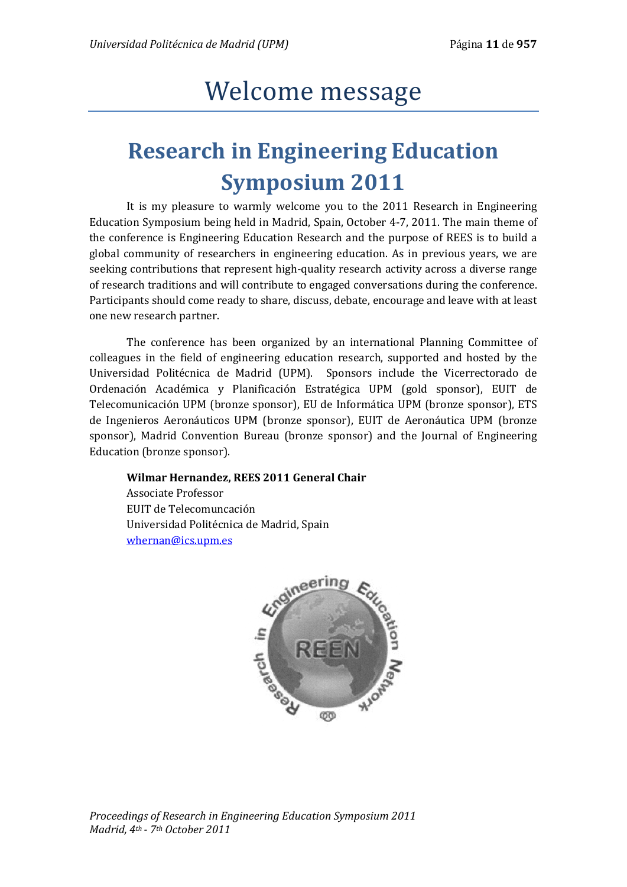# Welcome message

## Research in Engineering Education Symposium 2011

It is my pleasure to warmly welcome you to the 2011 Research in Engineering Education Symposium being held in Madrid, Spain, October 4-7, 2011. The main theme of the conference is Engineering Education Research and the purpose of REES is to build a global community of researchers in engineering education. As in previous years, we are seeking contributions that represent high-quality research activity across a diverse range of research traditions and will contribute to engaged conversations during the conference. Participants should come ready to share, discuss, debate, encourage and leave with at least one new research partner.

The conference has been organized by an international Planning Committee of colleagues in the field of engineering education research, supported and hosted by the Universidad Politécnica de Madrid (UPM). Sponsors include the Vicerrectorado de Ordenación Académica y Planificación Estratégica UPM (gold sponsor), EUIT de Telecomunicación UPM (bronze sponsor), EU de Informática UPM (bronze sponsor), ETS de Ingenieros Aeronáuticos UPM (bronze sponsor), EUIT de Aeronáutica UPM (bronze sponsor), Madrid Convention Bureau (bronze sponsor) and the Journal of Engineering Education (bronze sponsor).

**Wilmar Hernandez, REES 2011 General Chair**
Associate Professor
EUIT de Telecomuncación
Universidad Politécnica de Madrid, Spain
whernan@ics.upm.es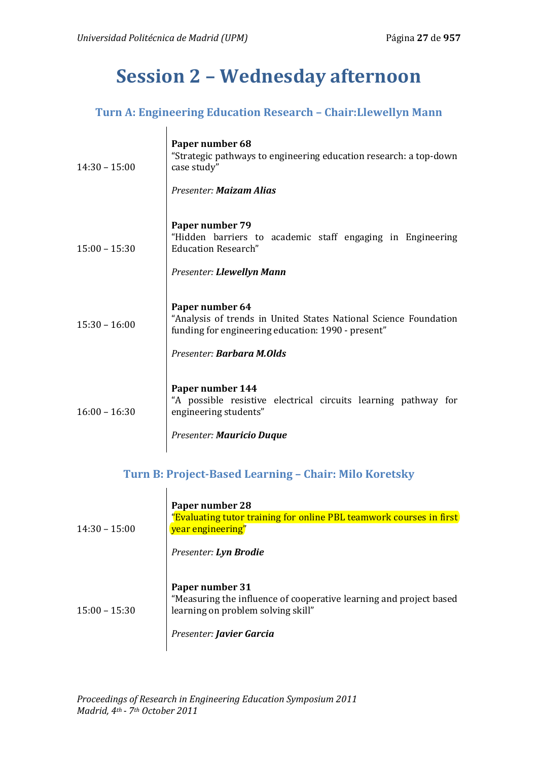# Session 2 – Wednesday afternoon

### Turn A: Engineering Education Research – Chair:Llewellyn Mann

| | |
|---|---|
| 14:30 – 15:00 | **Paper number 68**<br>"Strategic pathways to engineering education research: a top-down case study"<br><br>*Presenter:* ***Maizam Alias*** |
| 15:00 – 15:30 | **Paper number 79**<br>"Hidden barriers to academic staff engaging in Engineering Education Research"<br><br>*Presenter:* ***Llewellyn Mann*** |
| 15:30 – 16:00 | **Paper number 64**<br>"Analysis of trends in United States National Science Foundation funding for engineering education: 1990 - present"<br><br>*Presenter:* ***Barbara M.Olds*** |
| 16:00 – 16:30 | **Paper number 144**<br>"A possible resistive electrical circuits learning pathway for engineering students"<br><br>*Presenter:* ***Mauricio Duque*** |

### Turn B: Project-Based Learning – Chair: Milo Koretsky

| | |
|---|---|
| 14:30 – 15:00 | **Paper number 28**<br>"Evaluating tutor training for online PBL teamwork courses in first year engineering"<br><br>*Presenter:* ***Lyn Brodie*** |
| 15:00 – 15:30 | **Paper number 31**<br>"Measuring the influence of cooperative learning and project based learning on problem solving skill"<br><br>*Presenter:* ***Javier Garcia*** |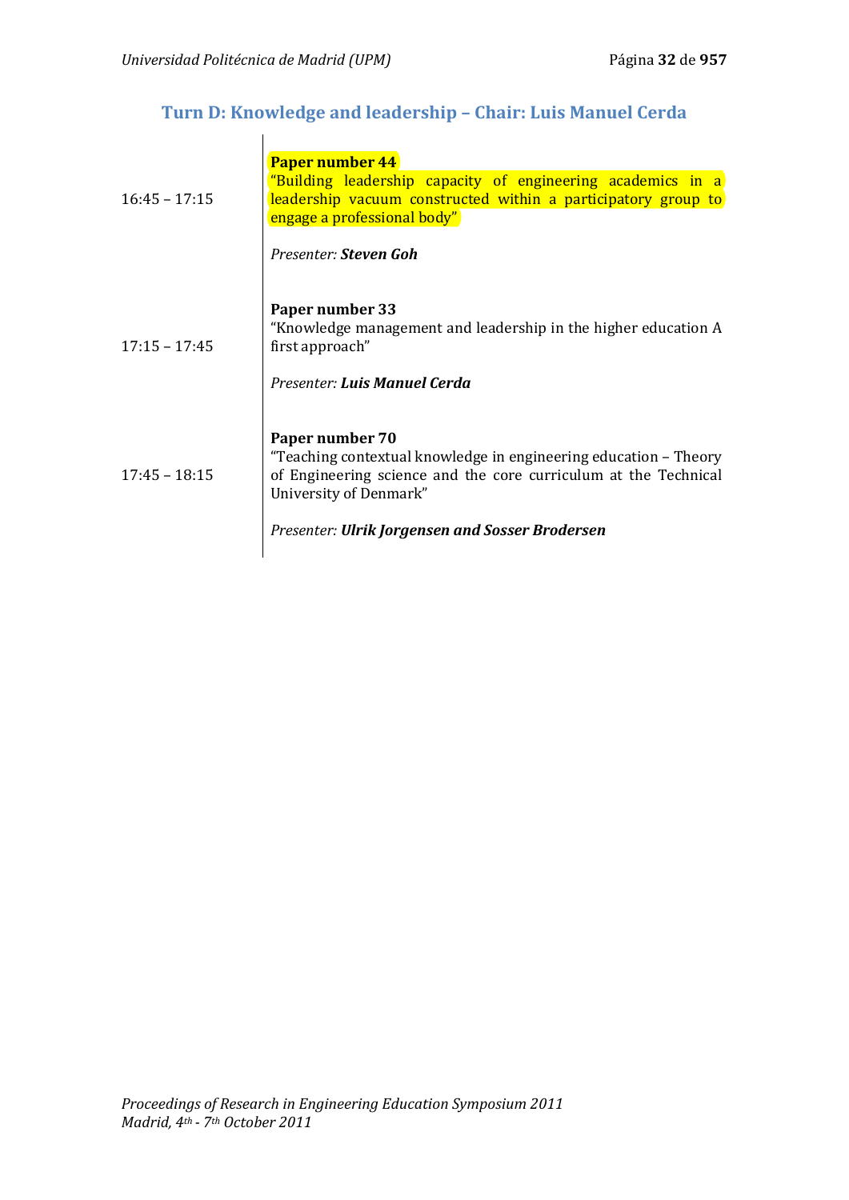## Turn D: Knowledge and leadership – Chair: Luis Manuel Cerda

| | |
|---|---|
| 16:45 – 17:15 | **Paper number 44**<br>"Building leadership capacity of engineering academics in a leadership vacuum constructed within a participatory group to engage a professional body"<br><br>*Presenter:* ***Steven Goh*** |
| 17:15 – 17:45 | **Paper number 33**<br>"Knowledge management and leadership in the higher education A first approach"<br><br>*Presenter:* ***Luis Manuel Cerda*** |
| 17:45 – 18:15 | **Paper number 70**<br>"Teaching contextual knowledge in engineering education – Theory of Engineering science and the core curriculum at the Technical University of Denmark"<br><br>*Presenter:* ***Ulrik Jorgensen and Sosser Brodersen*** |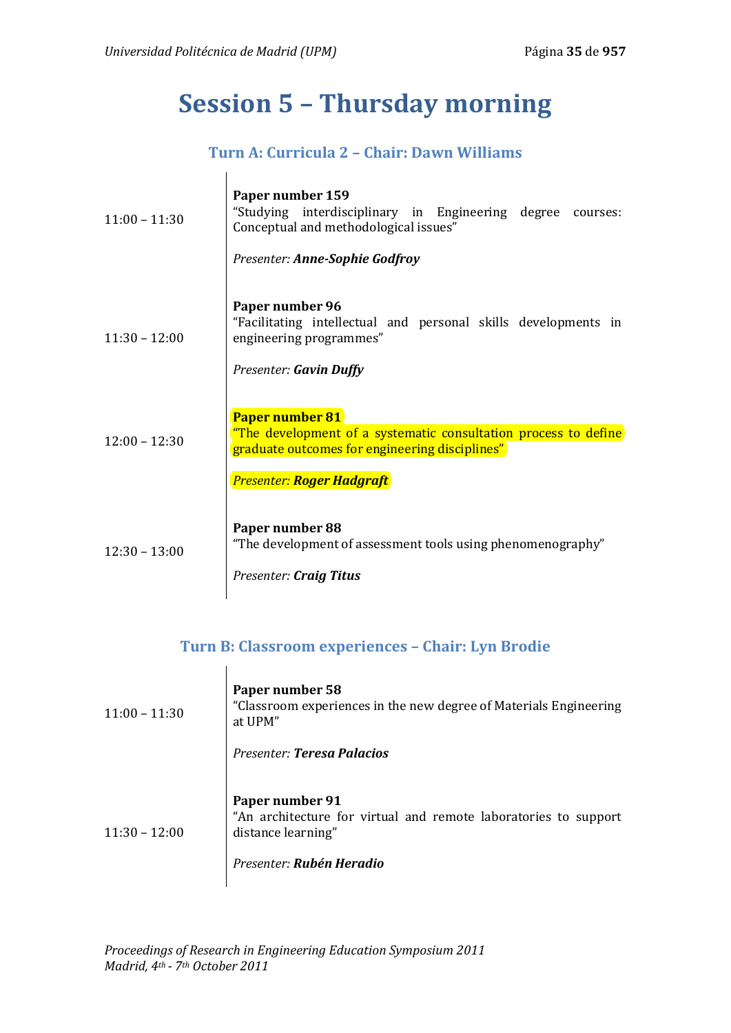# Session 5 – Thursday morning

## Turn A: Curricula 2 – Chair: Dawn Williams

| | |
|---|---|
| 11:00 – 11:30 | **Paper number 159**<br>"Studying interdisciplinary in Engineering degree courses: Conceptual and methodological issues"<br><br>*Presenter:* ***Anne-Sophie Godfroy*** |
| 11:30 – 12:00 | **Paper number 96**<br>"Facilitating intellectual and personal skills developments in engineering programmes"<br><br>*Presenter:* ***Gavin Duffy*** |
| 12:00 – 12:30 | **Paper number 81**<br>"The development of a systematic consultation process to define graduate outcomes for engineering disciplines"<br><br>*Presenter:* ***Roger Hadgraft*** |
| 12:30 – 13:00 | **Paper number 88**<br>"The development of assessment tools using phenomenography"<br><br>*Presenter:* ***Craig Titus*** |

## Turn B: Classroom experiences – Chair: Lyn Brodie

| | |
|---|---|
| 11:00 – 11:30 | **Paper number 58**<br>"Classroom experiences in the new degree of Materials Engineering at UPM"<br><br>*Presenter:* ***Teresa Palacios*** |
| 11:30 – 12:00 | **Paper number 91**<br>"An architecture for virtual and remote laboratories to support distance learning"<br><br>*Presenter:* ***Rubén Heradio*** |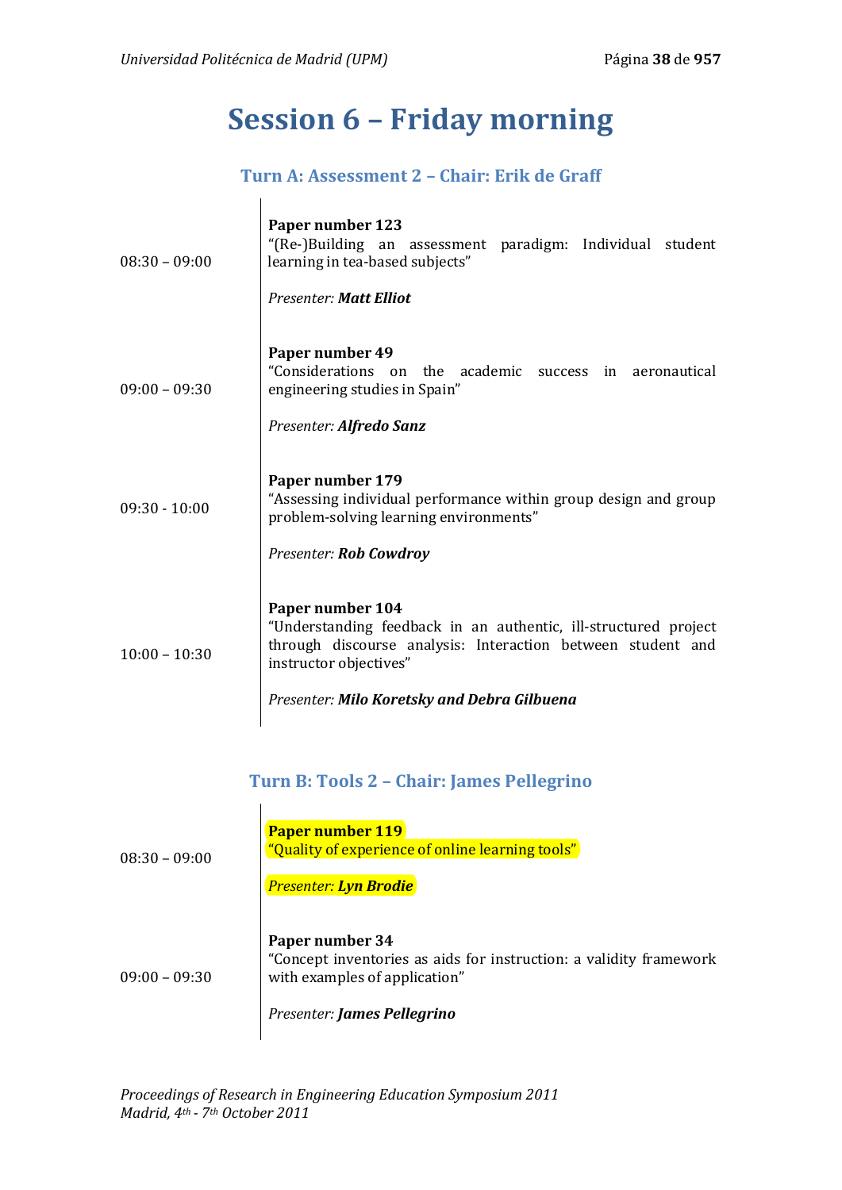# Session 6 – Friday morning

## Turn A: Assessment 2 – Chair: Erik de Graff

| | |
|---|---|
| 08:30 – 09:00 | **Paper number 123**<br>"(Re-)Building an assessment paradigm: Individual student learning in tea-based subjects"<br><br>*Presenter:* ***Matt Elliot*** |
| 09:00 – 09:30 | **Paper number 49**<br>"Considerations on the academic success in aeronautical engineering studies in Spain"<br><br>*Presenter:* ***Alfredo Sanz*** |
| 09:30 - 10:00 | **Paper number 179**<br>"Assessing individual performance within group design and group problem-solving learning environments"<br><br>*Presenter:* ***Rob Cowdroy*** |
| 10:00 – 10:30 | **Paper number 104**<br>"Understanding feedback in an authentic, ill-structured project through discourse analysis: Interaction between student and instructor objectives"<br><br>*Presenter:* ***Milo Koretsky and Debra Gilbuena*** |

## Turn B: Tools 2 – Chair: James Pellegrino

| | |
|---|---|
| 08:30 – 09:00 | **Paper number 119**<br>"Quality of experience of online learning tools"<br><br>*Presenter:* ***Lyn Brodie*** |
| 09:00 – 09:30 | **Paper number 34**<br>"Concept inventories as aids for instruction: a validity framework with examples of application"<br><br>*Presenter:* ***James Pellegrino*** |